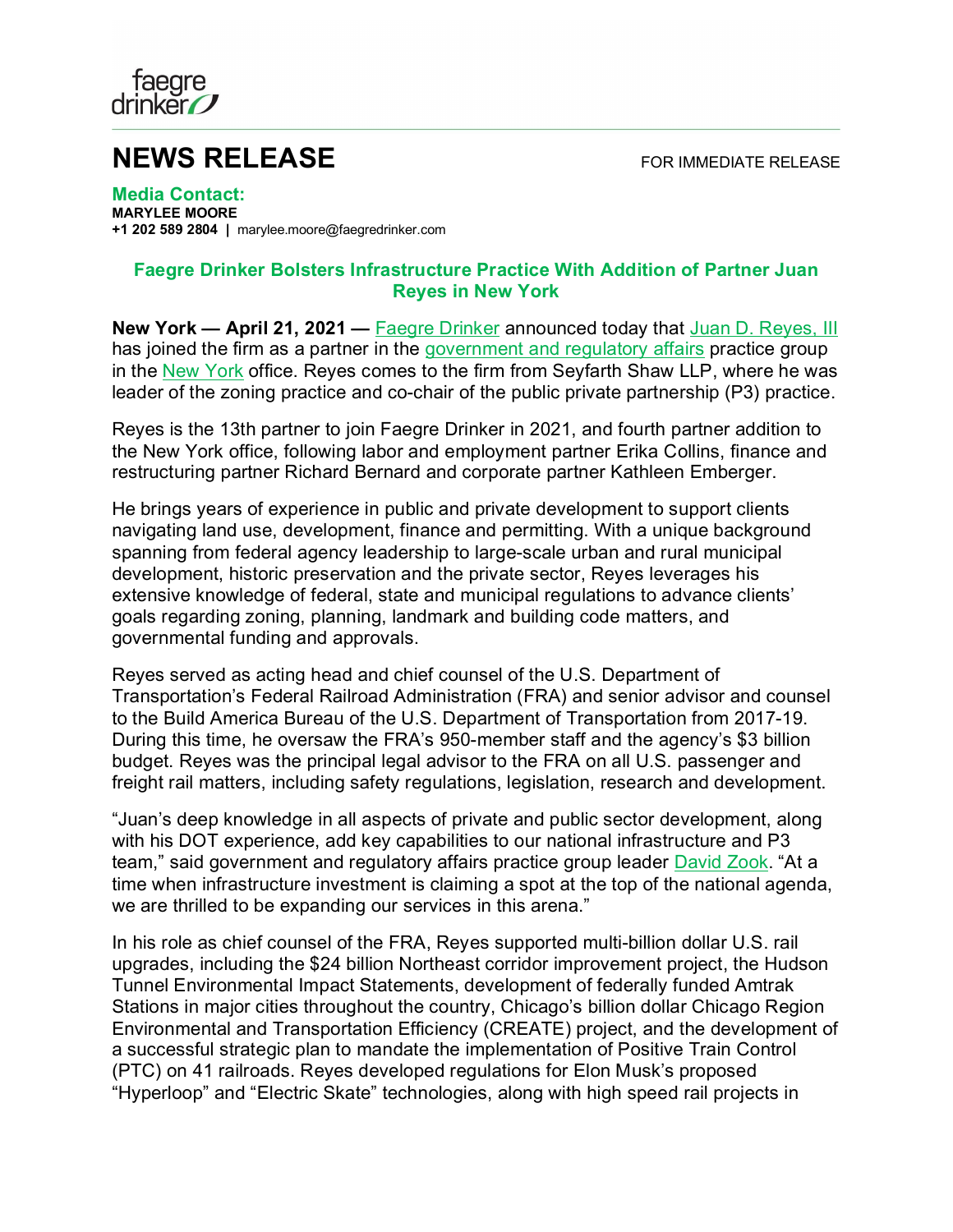faegre drinker

# NEWS RELEASE

FOR IMMEDIATE RELEASE

**Media Contact:**
**MARYLEE MOORE**
**+1 202 589 2804** | marylee.moore@faegredrinker.com

## Faegre Drinker Bolsters Infrastructure Practice With Addition of Partner Juan Reyes in New York

**New York — April 21, 2021 —** Faegre Drinker announced today that Juan D. Reyes, III has joined the firm as a partner in the government and regulatory affairs practice group in the New York office. Reyes comes to the firm from Seyfarth Shaw LLP, where he was leader of the zoning practice and co-chair of the public private partnership (P3) practice.

Reyes is the 13th partner to join Faegre Drinker in 2021, and fourth partner addition to the New York office, following labor and employment partner Erika Collins, finance and restructuring partner Richard Bernard and corporate partner Kathleen Emberger.

He brings years of experience in public and private development to support clients navigating land use, development, finance and permitting. With a unique background spanning from federal agency leadership to large-scale urban and rural municipal development, historic preservation and the private sector, Reyes leverages his extensive knowledge of federal, state and municipal regulations to advance clients' goals regarding zoning, planning, landmark and building code matters, and governmental funding and approvals.

Reyes served as acting head and chief counsel of the U.S. Department of Transportation's Federal Railroad Administration (FRA) and senior advisor and counsel to the Build America Bureau of the U.S. Department of Transportation from 2017-19. During this time, he oversaw the FRA's 950-member staff and the agency's $3 billion budget. Reyes was the principal legal advisor to the FRA on all U.S. passenger and freight rail matters, including safety regulations, legislation, research and development.

"Juan's deep knowledge in all aspects of private and public sector development, along with his DOT experience, add key capabilities to our national infrastructure and P3 team," said government and regulatory affairs practice group leader David Zook. "At a time when infrastructure investment is claiming a spot at the top of the national agenda, we are thrilled to be expanding our services in this arena."

In his role as chief counsel of the FRA, Reyes supported multi-billion dollar U.S. rail upgrades, including the $24 billion Northeast corridor improvement project, the Hudson Tunnel Environmental Impact Statements, development of federally funded Amtrak Stations in major cities throughout the country, Chicago's billion dollar Chicago Region Environmental and Transportation Efficiency (CREATE) project, and the development of a successful strategic plan to mandate the implementation of Positive Train Control (PTC) on 41 railroads. Reyes developed regulations for Elon Musk's proposed "Hyperloop" and "Electric Skate" technologies, along with high speed rail projects in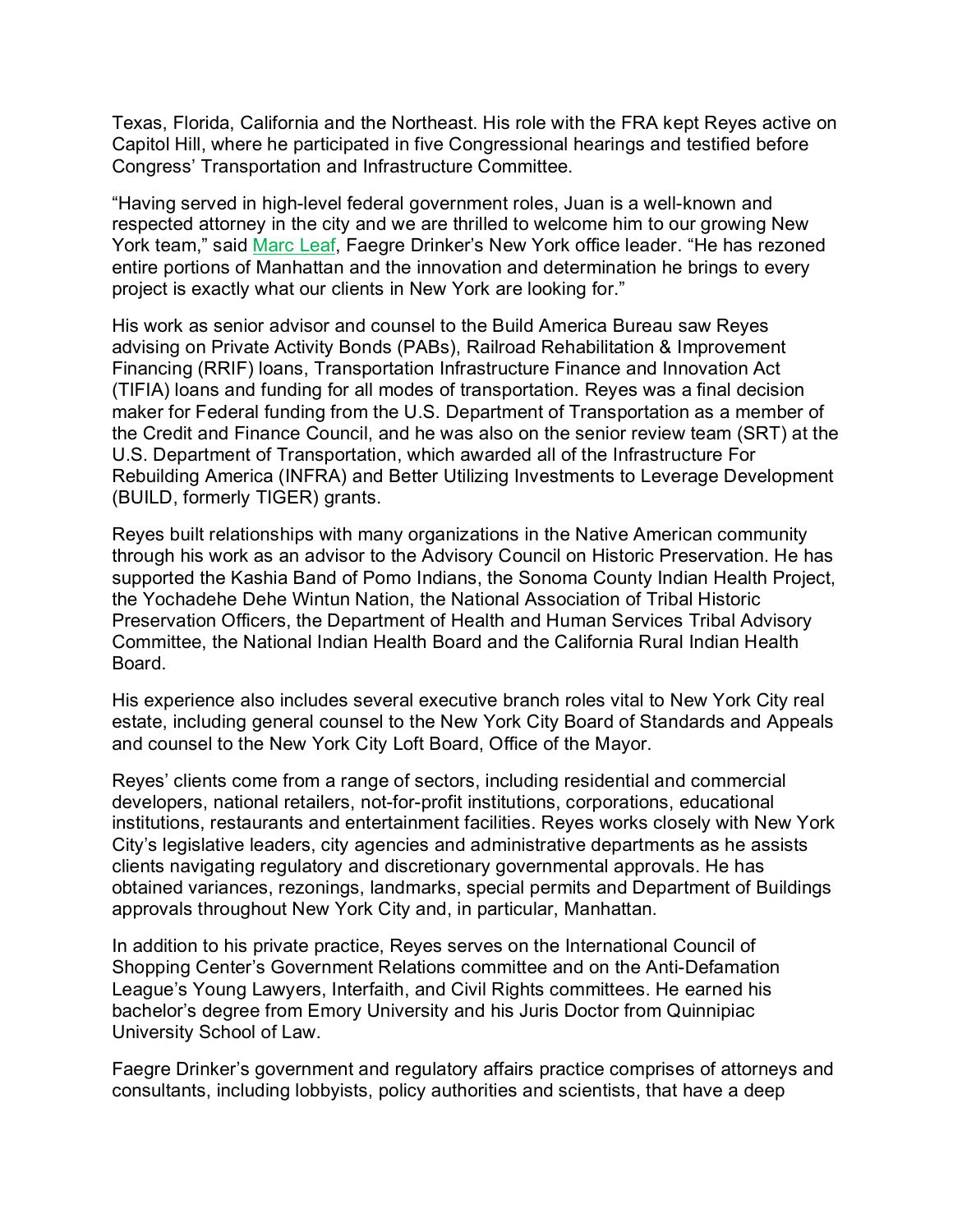Texas, Florida, California and the Northeast. His role with the FRA kept Reyes active on Capitol Hill, where he participated in five Congressional hearings and testified before Congress' Transportation and Infrastructure Committee.

"Having served in high-level federal government roles, Juan is a well-known and respected attorney in the city and we are thrilled to welcome him to our growing New York team," said [Marc Leaf](), Faegre Drinker's New York office leader. "He has rezoned entire portions of Manhattan and the innovation and determination he brings to every project is exactly what our clients in New York are looking for."

His work as senior advisor and counsel to the Build America Bureau saw Reyes advising on Private Activity Bonds (PABs), Railroad Rehabilitation & Improvement Financing (RRIF) loans, Transportation Infrastructure Finance and Innovation Act (TIFIA) loans and funding for all modes of transportation. Reyes was a final decision maker for Federal funding from the U.S. Department of Transportation as a member of the Credit and Finance Council, and he was also on the senior review team (SRT) at the U.S. Department of Transportation, which awarded all of the Infrastructure For Rebuilding America (INFRA) and Better Utilizing Investments to Leverage Development (BUILD, formerly TIGER) grants.

Reyes built relationships with many organizations in the Native American community through his work as an advisor to the Advisory Council on Historic Preservation. He has supported the Kashia Band of Pomo Indians, the Sonoma County Indian Health Project, the Yochadehe Dehe Wintun Nation, the National Association of Tribal Historic Preservation Officers, the Department of Health and Human Services Tribal Advisory Committee, the National Indian Health Board and the California Rural Indian Health Board.

His experience also includes several executive branch roles vital to New York City real estate, including general counsel to the New York City Board of Standards and Appeals and counsel to the New York City Loft Board, Office of the Mayor.

Reyes' clients come from a range of sectors, including residential and commercial developers, national retailers, not-for-profit institutions, corporations, educational institutions, restaurants and entertainment facilities. Reyes works closely with New York City's legislative leaders, city agencies and administrative departments as he assists clients navigating regulatory and discretionary governmental approvals. He has obtained variances, rezonings, landmarks, special permits and Department of Buildings approvals throughout New York City and, in particular, Manhattan.

In addition to his private practice, Reyes serves on the International Council of Shopping Center's Government Relations committee and on the Anti-Defamation League's Young Lawyers, Interfaith, and Civil Rights committees. He earned his bachelor's degree from Emory University and his Juris Doctor from Quinnipiac University School of Law.

Faegre Drinker's government and regulatory affairs practice comprises of attorneys and consultants, including lobbyists, policy authorities and scientists, that have a deep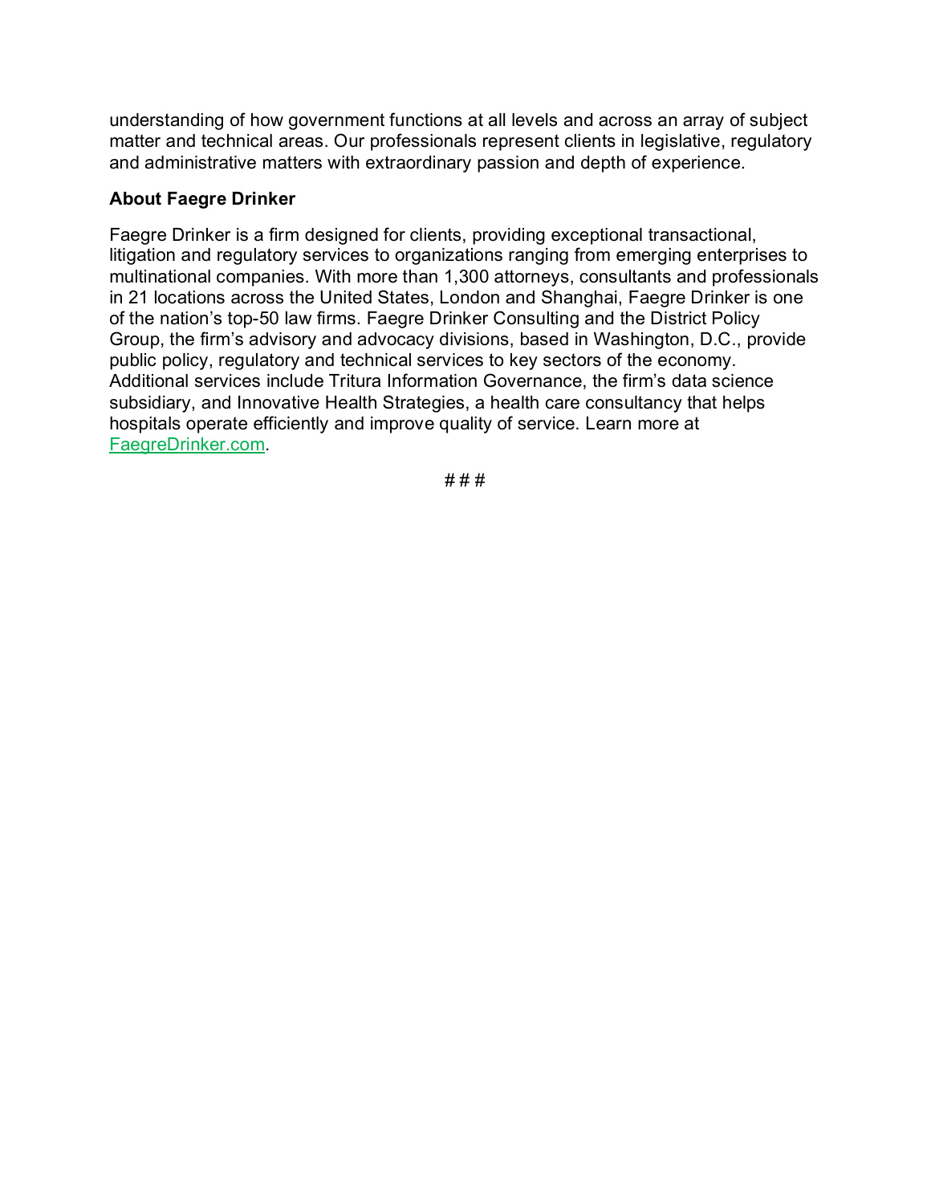understanding of how government functions at all levels and across an array of subject matter and technical areas. Our professionals represent clients in legislative, regulatory and administrative matters with extraordinary passion and depth of experience.

**About Faegre Drinker**

Faegre Drinker is a firm designed for clients, providing exceptional transactional, litigation and regulatory services to organizations ranging from emerging enterprises to multinational companies. With more than 1,300 attorneys, consultants and professionals in 21 locations across the United States, London and Shanghai, Faegre Drinker is one of the nation's top-50 law firms. Faegre Drinker Consulting and the District Policy Group, the firm's advisory and advocacy divisions, based in Washington, D.C., provide public policy, regulatory and technical services to key sectors of the economy. Additional services include Tritura Information Governance, the firm's data science subsidiary, and Innovative Health Strategies, a health care consultancy that helps hospitals operate efficiently and improve quality of service. Learn more at [FaegreDrinker.com](https://FaegreDrinker.com).

# # #